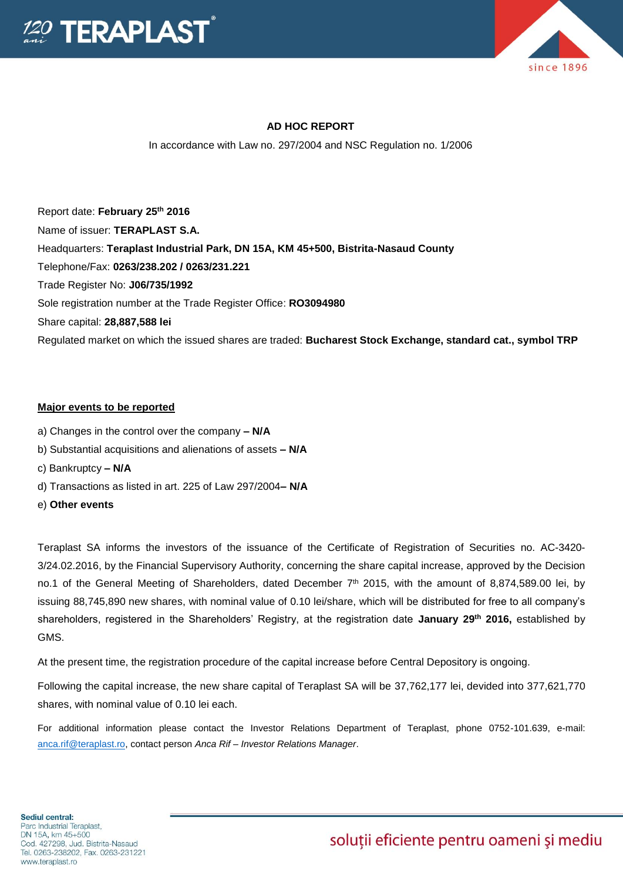# AD HOC REPORT

In accordance with Law no. 297/2004 and NSC Regulation no. 1/2006

Report date: **February 25th 2016**

Name of issuer: **TERAPLAST S.A.**

Headquarters: **Teraplast Industrial Park, DN 15A, KM 45+500, Bistrita-Nasaud County**

Telephone/Fax: **0263/238.202 / 0263/231.221**

Trade Register No: **J06/735/1992**

Sole registration number at the Trade Register Office: **RO3094980**

Share capital: **28,887,588 lei**

Regulated market on which the issued shares are traded: **Bucharest Stock Exchange, standard cat., symbol TRP**

**Major events to be reported**

a) Changes in the control over the company **– N/A**

b) Substantial acquisitions and alienations of assets **– N/A**

c) Bankruptcy **– N/A**

d) Transactions as listed in art. 225 of Law 297/2004**– N/A**

e) **Other events**

Teraplast SA informs the investors of the issuance of the Certificate of Registration of Securities no. AC-3420-3/24.02.2016, by the Financial Supervisory Authority, concerning the share capital increase, approved by the Decision no.1 of the General Meeting of Shareholders, dated December 7th 2015, with the amount of 8,874,589.00 lei, by issuing 88,745,890 new shares, with nominal value of 0.10 lei/share, which will be distributed for free to all company's shareholders, registered in the Shareholders' Registry, at the registration date **January 29th 2016,** established by GMS.

At the present time, the registration procedure of the capital increase before Central Depository is ongoing.

Following the capital increase, the new share capital of Teraplast SA will be 37,762,177 lei, devided into 377,621,770 shares, with nominal value of 0.10 lei each.

For additional information please contact the Investor Relations Department of Teraplast, phone 0752-101.639, e-mail: anca.rif@teraplast.ro, contact person *Anca Rif – Investor Relations Manager*.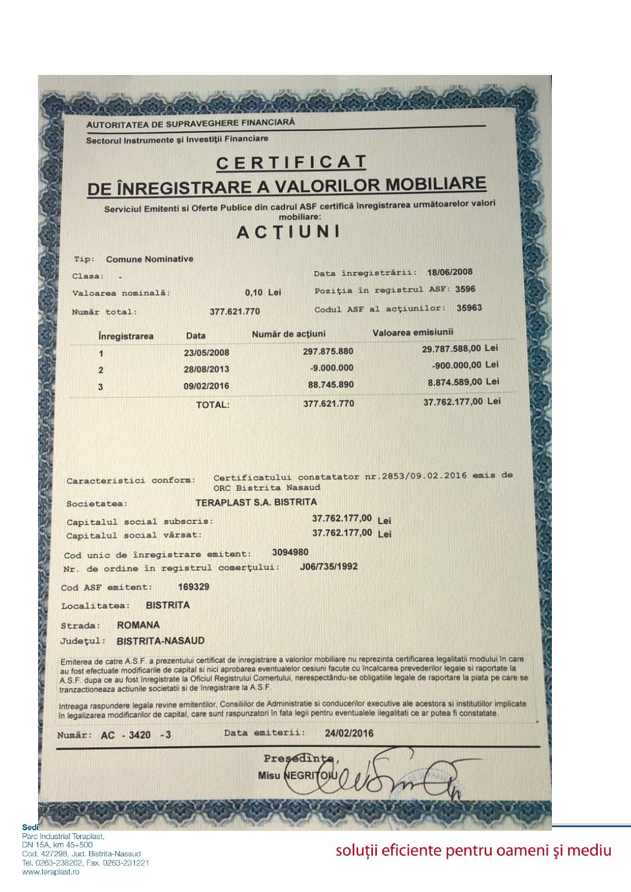AUTORITATEA DE SUPRAVEGHERE FINANCIARĂ

Sectorul Instrumente şi Investiţii Financiare

# CERTIFICAT
# DE ÎNREGISTRARE A VALORILOR MOBILIARE

**Serviciul Emitenti si Oferte Publice din cadrul ASF certifică înregistrarea următoarelor valori mobiliare:**

## ACŢIUNI

Tip: **Comune Nominative**

Clasa: -

Valoarea nominală: **0,10 Lei**

Număr total: **377.621.770**

Data înregistrării: **18/06/2008**

Poziţia în registrul ASF: **3596**

Codul ASF al acţiunilor: **35963**

| Înregistrarea | Data | Număr de acţiuni | Valoarea emisiunii |
|---|---|---|---|
| 1 | 23/05/2008 | 297.875.880 | 29.787.588,00 Lei |
| 2 | 28/08/2013 | -9.000.000 | -900.000,00 Lei |
| 3 | 09/02/2016 | 88.745.890 | 8.874.589,00 Lei |
| | TOTAL: | 377.621.770 | 37.762.177,00 Lei |

Caracteristici conform: Certificatului constatator nr.2853/09.02.2016 emis de ORC Bistrita Nasaud

Societatea: **TERAPLAST S.A. BISTRITA**

Capitalul social subscris: **37.762.177,00 Lei**

Capitalul social vărsat: **37.762.177,00 Lei**

Cod unic de înregistrare emitent: **3094980**

Nr. de ordine în registrul comerţului: **J06/735/1992**

Cod ASF emitent: **169329**

Localitatea: **BISTRITA**

Strada: **ROMANA**

Judeţul: **BISTRITA-NASAUD**

Emiterea de catre A.S.F. a prezentului certificat de inregistrare a valorilor mobiliare nu reprezinta certificarea legalitatii modului în care au fost efectuate modificarile de capital si nici aprobarea eventualelor cesiuni facute cu încalcarea prevederilor legale si raportate la A.S.F. dupa ce au fost înregistrate la Oficiul Registrului Comertului, nerespectându-se obligatiile legale de raportare la piata pe care se tranzactioneaza actiunile societatii si de înregistrare la A.S.F.

Intreaga raspundere legala revine emitentilor, Consiliilor de Administratie si conducerilor executive ale acestora si institutiilor implicate în legalizarea modificarilor de capital, care sunt raspunzatori în fata legii pentru eventualele ilegalitati ce ar putea fi constatate.

Număr: **AC - 3420 -3**

Data emiterii: **24/02/2016**

**Preşedinte,**

**Misu NEGRITOIU**

Sediu
Parc Industrial Teraplast,
DN 15A, km 45+500
Cod. 427298, Jud. Bistrita-Nasaud
Tel. 0263-238202, Fax. 0263-231221
www.teraplast.ro

soluţii eficiente pentru oameni şi mediu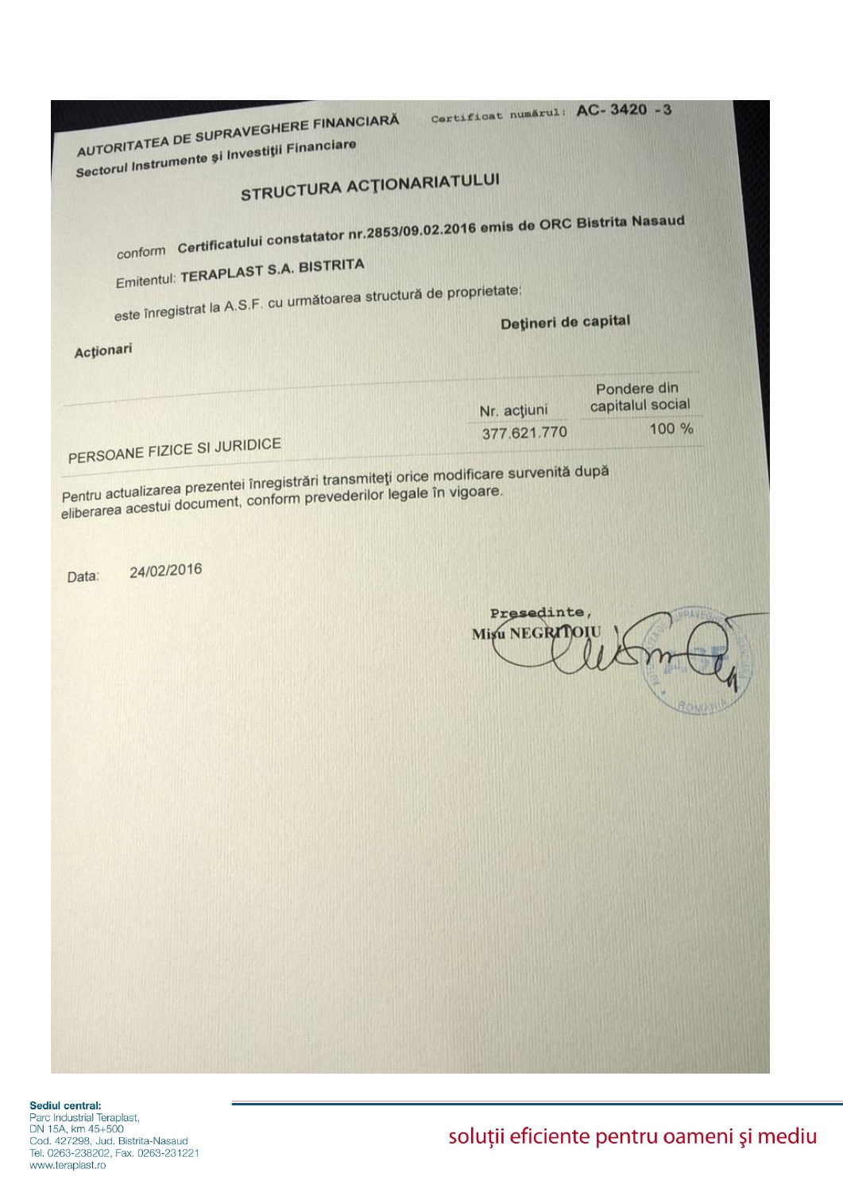AUTORITATEA DE SUPRAVEGHERE FINANCIARĂ

Sectorul Instrumente şi Investiţii Financiare

Certificat numărul: **AC- 3420 -3**

## STRUCTURA ACŢIONARIATULUI

conform **Certificatului constatator nr.2853/09.02.2016 emis de ORC Bistrita Nasaud**

Emitentul: **TERAPLAST S.A. BISTRITA**

este înregistrat la A.S.F. cu următoarea structură de proprietate:

| **Acţionari** | **Deţineri de capital** | |
|---|---|---|
| | Nr. acţiuni | Pondere din capitalul social |
| PERSOANE FIZICE SI JURIDICE | 377.621.770 | 100 % |

Pentru actualizarea prezentei înregistrări transmiteţi orice modificare survenită după eliberarea acestui document, conform prevederilor legale în vigoare.

Data: 24/02/2016

Presedinte,
Misu NEGRITOIU

**Sediul central:**
Parc Industrial Teraplast,
DN 15A, km 45+500
Cod. 427298, Jud. Bistrita-Nasaud
Tel. 0263-238202, Fax. 0263-231221
www.teraplast.ro

soluţii eficiente pentru oameni şi mediu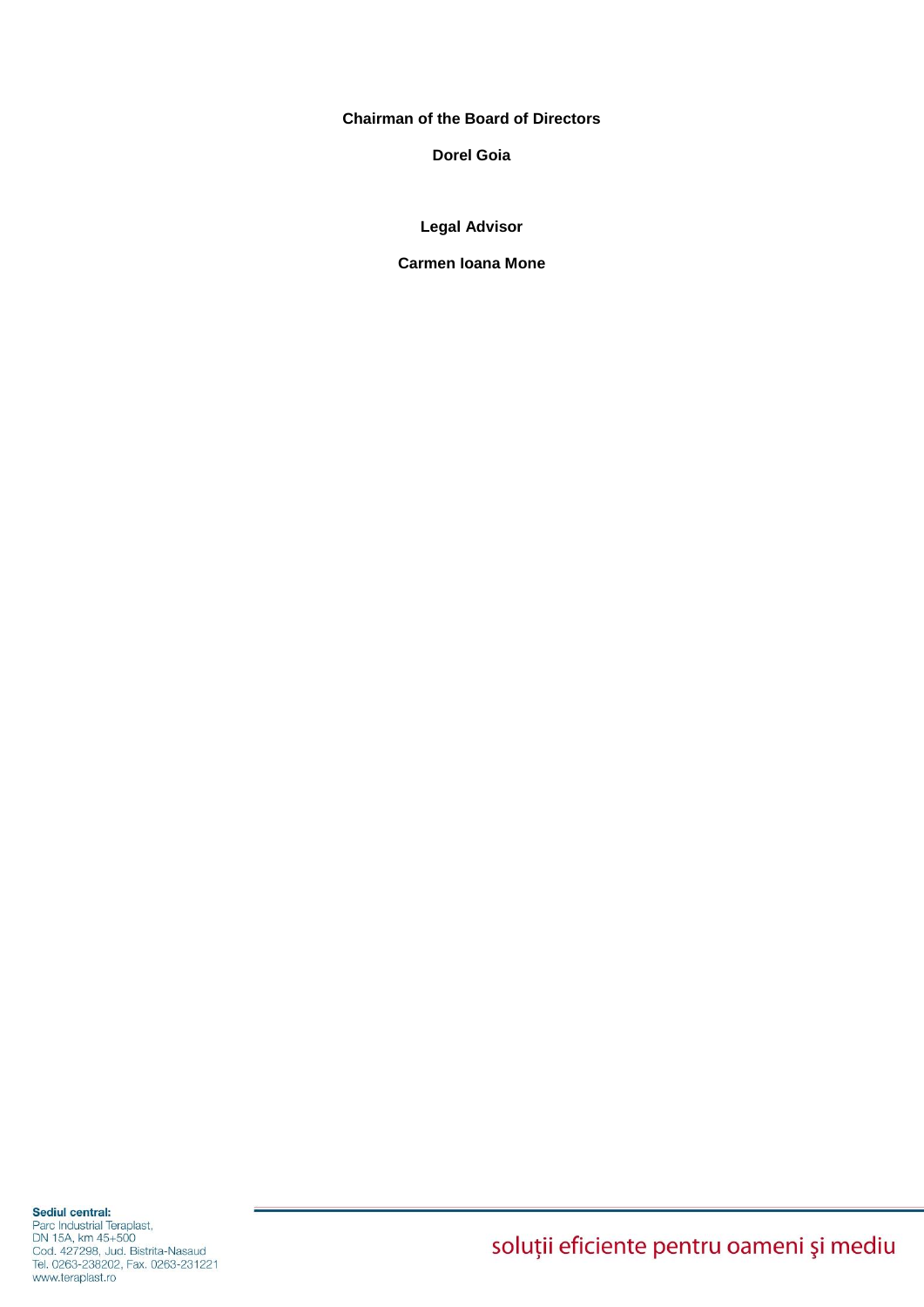**Chairman of the Board of Directors**

**Dorel Goia**

**Legal Advisor**

**Carmen Ioana Mone**